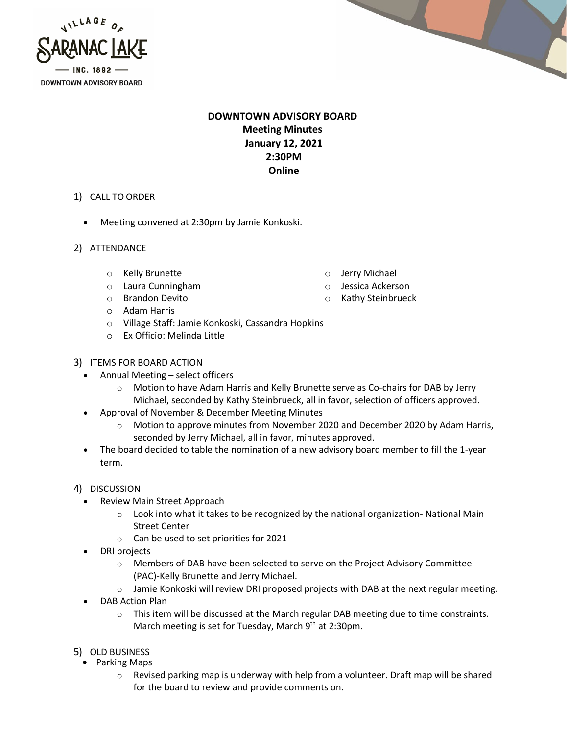VILLAGE OF SARANAC LAKE — INC. 1892 —
DOWNTOWN ADVISORY BOARD

**DOWNTOWN ADVISORY BOARD**
**Meeting Minutes**
**January 12, 2021**
**2:30PM**
**Online**

1) CALL TO ORDER

- Meeting convened at 2:30pm by Jamie Konkoski.

2) ATTENDANCE

  - Kelly Brunette
  - Laura Cunningham
  - Brandon Devito
  - Adam Harris
  - Jerry Michael
  - Jessica Ackerson
  - Kathy Steinbrueck
  - Village Staff: Jamie Konkoski, Cassandra Hopkins
  - Ex Officio: Melinda Little

3) ITEMS FOR BOARD ACTION

- Annual Meeting – select officers
  - Motion to have Adam Harris and Kelly Brunette serve as Co-chairs for DAB by Jerry Michael, seconded by Kathy Steinbrueck, all in favor, selection of officers approved.
- Approval of November & December Meeting Minutes
  - Motion to approve minutes from November 2020 and December 2020 by Adam Harris, seconded by Jerry Michael, all in favor, minutes approved.
- The board decided to table the nomination of a new advisory board member to fill the 1-year term.

4) DISCUSSION

- Review Main Street Approach
  - Look into what it takes to be recognized by the national organization- National Main Street Center
  - Can be used to set priorities for 2021
- DRI projects
  - Members of DAB have been selected to serve on the Project Advisory Committee (PAC)-Kelly Brunette and Jerry Michael.
  - Jamie Konkoski will review DRI proposed projects with DAB at the next regular meeting.
- DAB Action Plan
  - This item will be discussed at the March regular DAB meeting due to time constraints. March meeting is set for Tuesday, March 9th at 2:30pm.

5) OLD BUSINESS

- Parking Maps
  - Revised parking map is underway with help from a volunteer. Draft map will be shared for the board to review and provide comments on.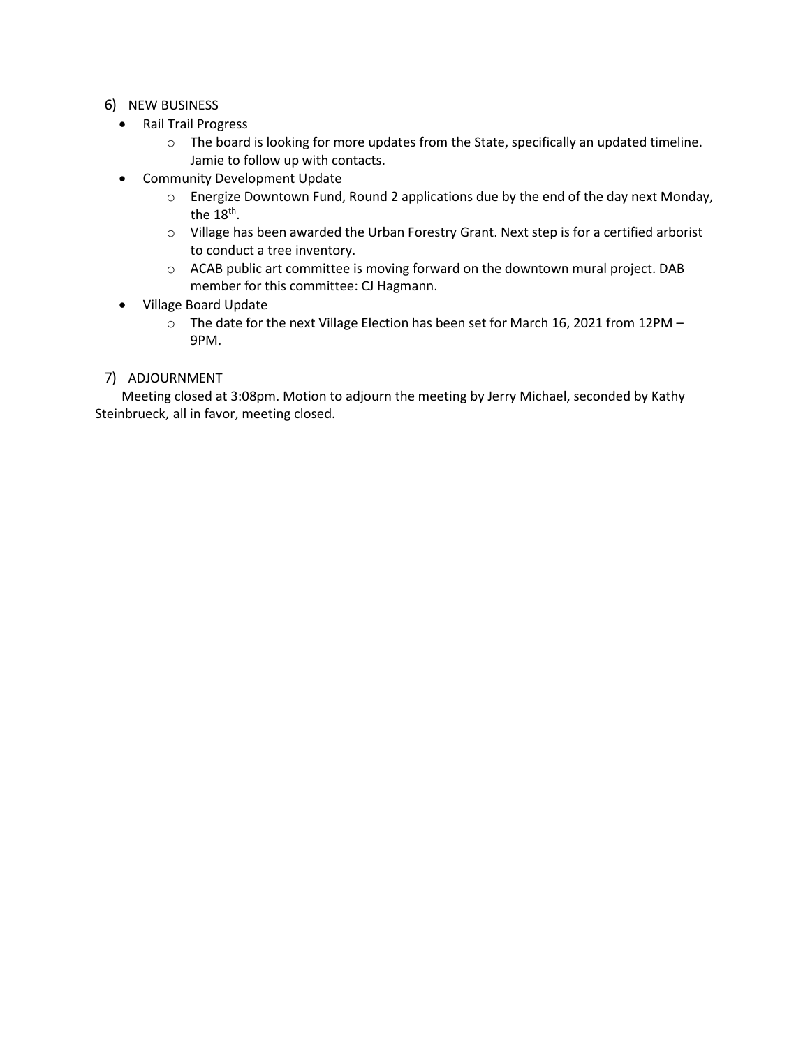6) NEW BUSINESS

- Rail Trail Progress
  - The board is looking for more updates from the State, specifically an updated timeline. Jamie to follow up with contacts.
- Community Development Update
  - Energize Downtown Fund, Round 2 applications due by the end of the day next Monday, the 18th.
  - Village has been awarded the Urban Forestry Grant. Next step is for a certified arborist to conduct a tree inventory.
  - ACAB public art committee is moving forward on the downtown mural project. DAB member for this committee: CJ Hagmann.
- Village Board Update
  - The date for the next Village Election has been set for March 16, 2021 from 12PM – 9PM.

7) ADJOURNMENT

Meeting closed at 3:08pm. Motion to adjourn the meeting by Jerry Michael, seconded by Kathy Steinbrueck, all in favor, meeting closed.